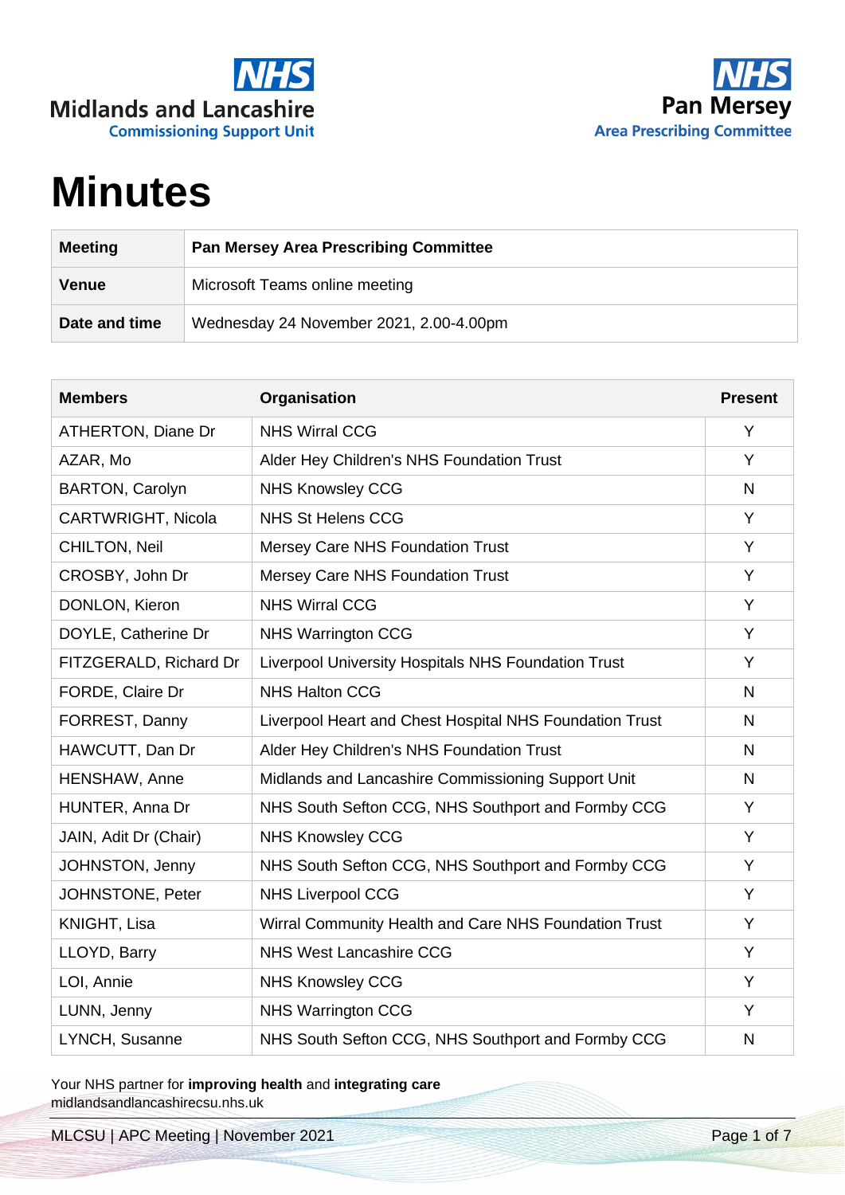# Minutes

| Meeting | Pan Mersey Area Prescribing Committee |
|---|---|
| Venue | Microsoft Teams online meeting |
| Date and time | Wednesday 24 November 2021, 2.00-4.00pm |

| Members | Organisation | Present |
|---|---|---|
| ATHERTON, Diane Dr | NHS Wirral CCG | Y |
| AZAR, Mo | Alder Hey Children's NHS Foundation Trust | Y |
| BARTON, Carolyn | NHS Knowsley CCG | N |
| CARTWRIGHT, Nicola | NHS St Helens CCG | Y |
| CHILTON, Neil | Mersey Care NHS Foundation Trust | Y |
| CROSBY, John Dr | Mersey Care NHS Foundation Trust | Y |
| DONLON, Kieron | NHS Wirral CCG | Y |
| DOYLE, Catherine Dr | NHS Warrington CCG | Y |
| FITZGERALD, Richard Dr | Liverpool University Hospitals NHS Foundation Trust | Y |
| FORDE, Claire Dr | NHS Halton CCG | N |
| FORREST, Danny | Liverpool Heart and Chest Hospital NHS Foundation Trust | N |
| HAWCUTT, Dan Dr | Alder Hey Children's NHS Foundation Trust | N |
| HENSHAW, Anne | Midlands and Lancashire Commissioning Support Unit | N |
| HUNTER, Anna Dr | NHS South Sefton CCG, NHS Southport and Formby CCG | Y |
| JAIN, Adit Dr (Chair) | NHS Knowsley CCG | Y |
| JOHNSTON, Jenny | NHS South Sefton CCG, NHS Southport and Formby CCG | Y |
| JOHNSTONE, Peter | NHS Liverpool CCG | Y |
| KNIGHT, Lisa | Wirral Community Health and Care NHS Foundation Trust | Y |
| LLOYD, Barry | NHS West Lancashire CCG | Y |
| LOI, Annie | NHS Knowsley CCG | Y |
| LUNN, Jenny | NHS Warrington CCG | Y |
| LYNCH, Susanne | NHS South Sefton CCG, NHS Southport and Formby CCG | N |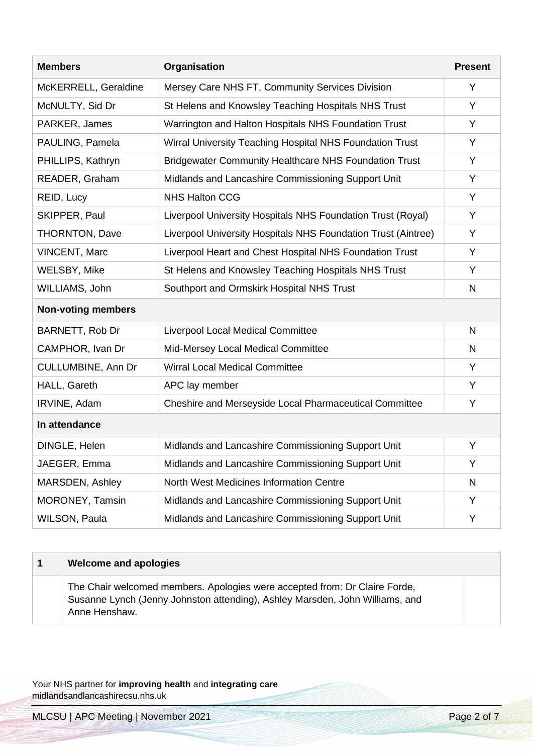| Members | Organisation | Present |
|---|---|---|
| McKERRELL, Geraldine | Mersey Care NHS FT, Community Services Division | Y |
| McNULTY, Sid Dr | St Helens and Knowsley Teaching Hospitals NHS Trust | Y |
| PARKER, James | Warrington and Halton Hospitals NHS Foundation Trust | Y |
| PAULING, Pamela | Wirral University Teaching Hospital NHS Foundation Trust | Y |
| PHILLIPS, Kathryn | Bridgewater Community Healthcare NHS Foundation Trust | Y |
| READER, Graham | Midlands and Lancashire Commissioning Support Unit | Y |
| REID, Lucy | NHS Halton CCG | Y |
| SKIPPER, Paul | Liverpool University Hospitals NHS Foundation Trust (Royal) | Y |
| THORNTON, Dave | Liverpool University Hospitals NHS Foundation Trust (Aintree) | Y |
| VINCENT, Marc | Liverpool Heart and Chest Hospital NHS Foundation Trust | Y |
| WELSBY, Mike | St Helens and Knowsley Teaching Hospitals NHS Trust | Y |
| WILLIAMS, John | Southport and Ormskirk Hospital NHS Trust | N |
| **Non-voting members** | | |
| BARNETT, Rob Dr | Liverpool Local Medical Committee | N |
| CAMPHOR, Ivan Dr | Mid-Mersey Local Medical Committee | N |
| CULLUMBINE, Ann Dr | Wirral Local Medical Committee | Y |
| HALL, Gareth | APC lay member | Y |
| IRVINE, Adam | Cheshire and Merseyside Local Pharmaceutical Committee | Y |
| **In attendance** | | |
| DINGLE, Helen | Midlands and Lancashire Commissioning Support Unit | Y |
| JAEGER, Emma | Midlands and Lancashire Commissioning Support Unit | Y |
| MARSDEN, Ashley | North West Medicines Information Centre | N |
| MORONEY, Tamsin | Midlands and Lancashire Commissioning Support Unit | Y |
| WILSON, Paula | Midlands and Lancashire Commissioning Support Unit | Y |

| 1 | Welcome and apologies | |
|---|---|---|
| | The Chair welcomed members. Apologies were accepted from: Dr Claire Forde, Susanne Lynch (Jenny Johnston attending), Ashley Marsden, John Williams, and Anne Henshaw. | |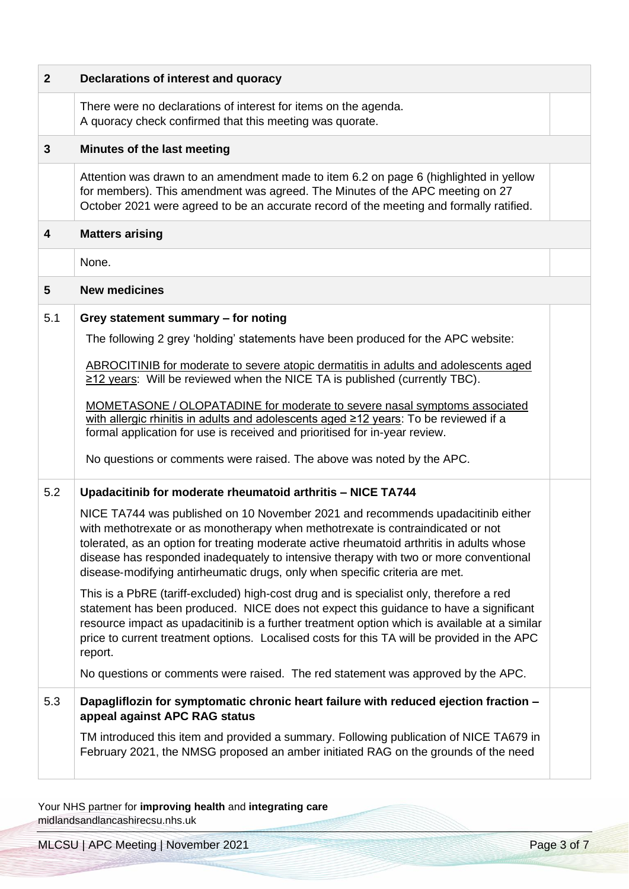| | | |
|---|---|---|
| **2** | **Declarations of interest and quoracy** | |
| | There were no declarations of interest for items on the agenda.<br>A quoracy check confirmed that this meeting was quorate. | |
| **3** | **Minutes of the last meeting** | |
| | Attention was drawn to an amendment made to item 6.2 on page 6 (highlighted in yellow for members). This amendment was agreed. The Minutes of the APC meeting on 27 October 2021 were agreed to be an accurate record of the meeting and formally ratified. | |
| **4** | **Matters arising** | |
| | None. | |
| **5** | **New medicines** | |
| 5.1 | **Grey statement summary – for noting**<br>The following 2 grey 'holding' statements have been produced for the APC website:<br>ABROCITINIB for moderate to severe atopic dermatitis in adults and adolescents aged ≥12 years: Will be reviewed when the NICE TA is published (currently TBC).<br>MOMETASONE / OLOPATADINE for moderate to severe nasal symptoms associated with allergic rhinitis in adults and adolescents aged ≥12 years: To be reviewed if a formal application for use is received and prioritised for in-year review.<br>No questions or comments were raised. The above was noted by the APC. | |
| 5.2 | **Upadacitinib for moderate rheumatoid arthritis – NICE TA744**<br>NICE TA744 was published on 10 November 2021 and recommends upadacitinib either with methotrexate or as monotherapy when methotrexate is contraindicated or not tolerated, as an option for treating moderate active rheumatoid arthritis in adults whose disease has responded inadequately to intensive therapy with two or more conventional disease-modifying antirheumatic drugs, only when specific criteria are met.<br>This is a PbRE (tariff-excluded) high-cost drug and is specialist only, therefore a red statement has been produced. NICE does not expect this guidance to have a significant resource impact as upadacitinib is a further treatment option which is available at a similar price to current treatment options. Localised costs for this TA will be provided in the APC report.<br>No questions or comments were raised. The red statement was approved by the APC. | |
| 5.3 | **Dapagliflozin for symptomatic chronic heart failure with reduced ejection fraction – appeal against APC RAG status**<br>TM introduced this item and provided a summary. Following publication of NICE TA679 in February 2021, the NMSG proposed an amber initiated RAG on the grounds of the need | |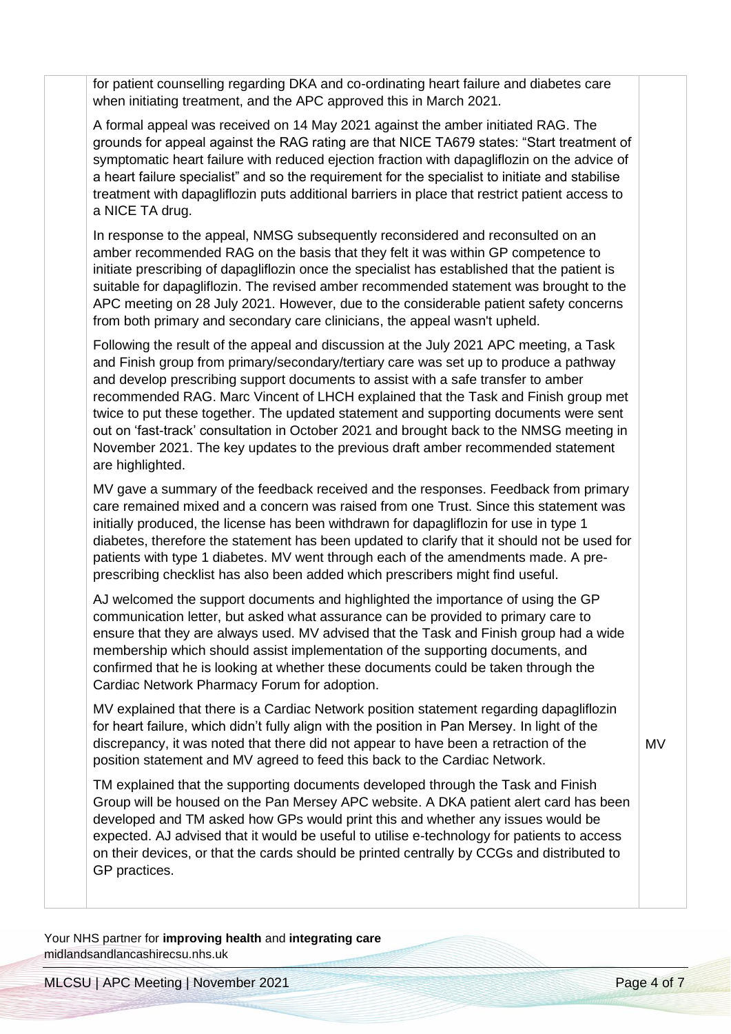for patient counselling regarding DKA and co-ordinating heart failure and diabetes care when initiating treatment, and the APC approved this in March 2021.

A formal appeal was received on 14 May 2021 against the amber initiated RAG. The grounds for appeal against the RAG rating are that NICE TA679 states: "Start treatment of symptomatic heart failure with reduced ejection fraction with dapagliflozin on the advice of a heart failure specialist" and so the requirement for the specialist to initiate and stabilise treatment with dapagliflozin puts additional barriers in place that restrict patient access to a NICE TA drug.

In response to the appeal, NMSG subsequently reconsidered and reconsulted on an amber recommended RAG on the basis that they felt it was within GP competence to initiate prescribing of dapagliflozin once the specialist has established that the patient is suitable for dapagliflozin. The revised amber recommended statement was brought to the APC meeting on 28 July 2021. However, due to the considerable patient safety concerns from both primary and secondary care clinicians, the appeal wasn't upheld.

Following the result of the appeal and discussion at the July 2021 APC meeting, a Task and Finish group from primary/secondary/tertiary care was set up to produce a pathway and develop prescribing support documents to assist with a safe transfer to amber recommended RAG. Marc Vincent of LHCH explained that the Task and Finish group met twice to put these together. The updated statement and supporting documents were sent out on 'fast-track' consultation in October 2021 and brought back to the NMSG meeting in November 2021. The key updates to the previous draft amber recommended statement are highlighted.

MV gave a summary of the feedback received and the responses. Feedback from primary care remained mixed and a concern was raised from one Trust. Since this statement was initially produced, the license has been withdrawn for dapagliflozin for use in type 1 diabetes, therefore the statement has been updated to clarify that it should not be used for patients with type 1 diabetes. MV went through each of the amendments made. A pre-prescribing checklist has also been added which prescribers might find useful.

AJ welcomed the support documents and highlighted the importance of using the GP communication letter, but asked what assurance can be provided to primary care to ensure that they are always used. MV advised that the Task and Finish group had a wide membership which should assist implementation of the supporting documents, and confirmed that he is looking at whether these documents could be taken through the Cardiac Network Pharmacy Forum for adoption.

MV explained that there is a Cardiac Network position statement regarding dapagliflozin for heart failure, which didn't fully align with the position in Pan Mersey. In light of the discrepancy, it was noted that there did not appear to have been a retraction of the position statement and MV agreed to feed this back to the Cardiac Network. **MV**

TM explained that the supporting documents developed through the Task and Finish Group will be housed on the Pan Mersey APC website. A DKA patient alert card has been developed and TM asked how GPs would print this and whether any issues would be expected. AJ advised that it would be useful to utilise e-technology for patients to access on their devices, or that the cards should be printed centrally by CCGs and distributed to GP practices.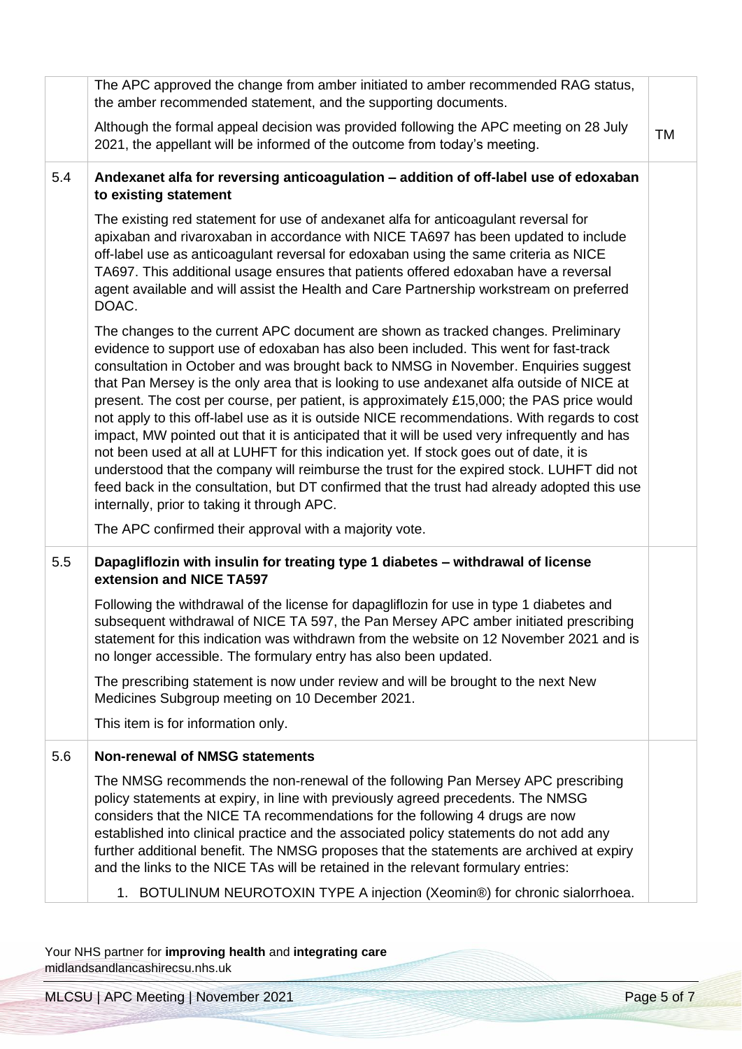| | | |
|---|---|---|
| | The APC approved the change from amber initiated to amber recommended RAG status, the amber recommended statement, and the supporting documents.<br><br>Although the formal appeal decision was provided following the APC meeting on 28 July 2021, the appellant will be informed of the outcome from today's meeting. | TM |
| 5.4 | **Andexanet alfa for reversing anticoagulation – addition of off-label use of edoxaban to existing statement**<br><br>The existing red statement for use of andexanet alfa for anticoagulant reversal for apixaban and rivaroxaban in accordance with NICE TA697 has been updated to include off-label use as anticoagulant reversal for edoxaban using the same criteria as NICE TA697. This additional usage ensures that patients offered edoxaban have a reversal agent available and will assist the Health and Care Partnership workstream on preferred DOAC.<br><br>The changes to the current APC document are shown as tracked changes. Preliminary evidence to support use of edoxaban has also been included. This went for fast-track consultation in October and was brought back to NMSG in November. Enquiries suggest that Pan Mersey is the only area that is looking to use andexanet alfa outside of NICE at present. The cost per course, per patient, is approximately £15,000; the PAS price would not apply to this off-label use as it is outside NICE recommendations. With regards to cost impact, MW pointed out that it is anticipated that it will be used very infrequently and has not been used at all at LUHFT for this indication yet. If stock goes out of date, it is understood that the company will reimburse the trust for the expired stock. LUHFT did not feed back in the consultation, but DT confirmed that the trust had already adopted this use internally, prior to taking it through APC.<br><br>The APC confirmed their approval with a majority vote. | |
| 5.5 | **Dapagliflozin with insulin for treating type 1 diabetes – withdrawal of license extension and NICE TA597**<br><br>Following the withdrawal of the license for dapagliflozin for use in type 1 diabetes and subsequent withdrawal of NICE TA 597, the Pan Mersey APC amber initiated prescribing statement for this indication was withdrawn from the website on 12 November 2021 and is no longer accessible. The formulary entry has also been updated.<br><br>The prescribing statement is now under review and will be brought to the next New Medicines Subgroup meeting on 10 December 2021.<br><br>This item is for information only. | |
| 5.6 | **Non-renewal of NMSG statements**<br><br>The NMSG recommends the non-renewal of the following Pan Mersey APC prescribing policy statements at expiry, in line with previously agreed precedents. The NMSG considers that the NICE TA recommendations for the following 4 drugs are now established into clinical practice and the associated policy statements do not add any further additional benefit. The NMSG proposes that the statements are archived at expiry and the links to the NICE TAs will be retained in the relevant formulary entries:<br><br>1. BOTULINUM NEUROTOXIN TYPE A injection (Xeomin®) for chronic sialorrhoea. | |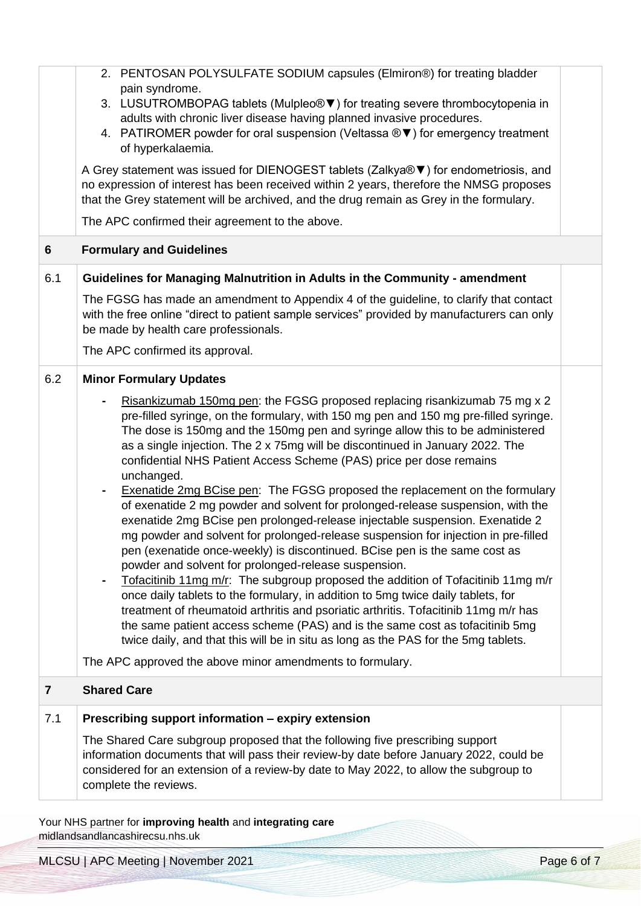| | | |
|---|---|---|
| | 2. PENTOSAN POLYSULFATE SODIUM capsules (Elmiron®) for treating bladder pain syndrome.<br>3. LUSUTROMBOPAG tablets (Mulpleo®▼) for treating severe thrombocytopenia in adults with chronic liver disease having planned invasive procedures.<br>4. PATIROMER powder for oral suspension (Veltassa ®▼) for emergency treatment of hyperkalaemia.<br><br>A Grey statement was issued for DIENOGEST tablets (Zalkya®▼) for endometriosis, and no expression of interest has been received within 2 years, therefore the NMSG proposes that the Grey statement will be archived, and the drug remain as Grey in the formulary.<br><br>The APC confirmed their agreement to the above. | |
| **6** | **Formulary and Guidelines** | |
| 6.1 | **Guidelines for Managing Malnutrition in Adults in the Community - amendment**<br><br>The FGSG has made an amendment to Appendix 4 of the guideline, to clarify that contact with the free online "direct to patient sample services" provided by manufacturers can only be made by health care professionals.<br><br>The APC confirmed its approval. | |
| 6.2 | **Minor Formulary Updates**<br><br>- Risankizumab 150mg pen: the FGSG proposed replacing risankizumab 75 mg x 2 pre-filled syringe, on the formulary, with 150 mg pen and 150 mg pre-filled syringe. The dose is 150mg and the 150mg pen and syringe allow this to be administered as a single injection. The 2 x 75mg will be discontinued in January 2022. The confidential NHS Patient Access Scheme (PAS) price per dose remains unchanged.<br>- Exenatide 2mg BCise pen: The FGSG proposed the replacement on the formulary of exenatide 2 mg powder and solvent for prolonged-release suspension, with the exenatide 2mg BCise pen prolonged-release injectable suspension. Exenatide 2 mg powder and solvent for prolonged-release suspension for injection in pre-filled pen (exenatide once-weekly) is discontinued. BCise pen is the same cost as powder and solvent for prolonged-release suspension.<br>- Tofacitinib 11mg m/r: The subgroup proposed the addition of Tofacitinib 11mg m/r once daily tablets to the formulary, in addition to 5mg twice daily tablets, for treatment of rheumatoid arthritis and psoriatic arthritis. Tofacitinib 11mg m/r has the same patient access scheme (PAS) and is the same cost as tofacitinib 5mg twice daily, and that this will be in situ as long as the PAS for the 5mg tablets.<br><br>The APC approved the above minor amendments to formulary. | |
| **7** | **Shared Care** | |
| 7.1 | **Prescribing support information – expiry extension**<br><br>The Shared Care subgroup proposed that the following five prescribing support information documents that will pass their review-by date before January 2022, could be considered for an extension of a review-by date to May 2022, to allow the subgroup to complete the reviews. | |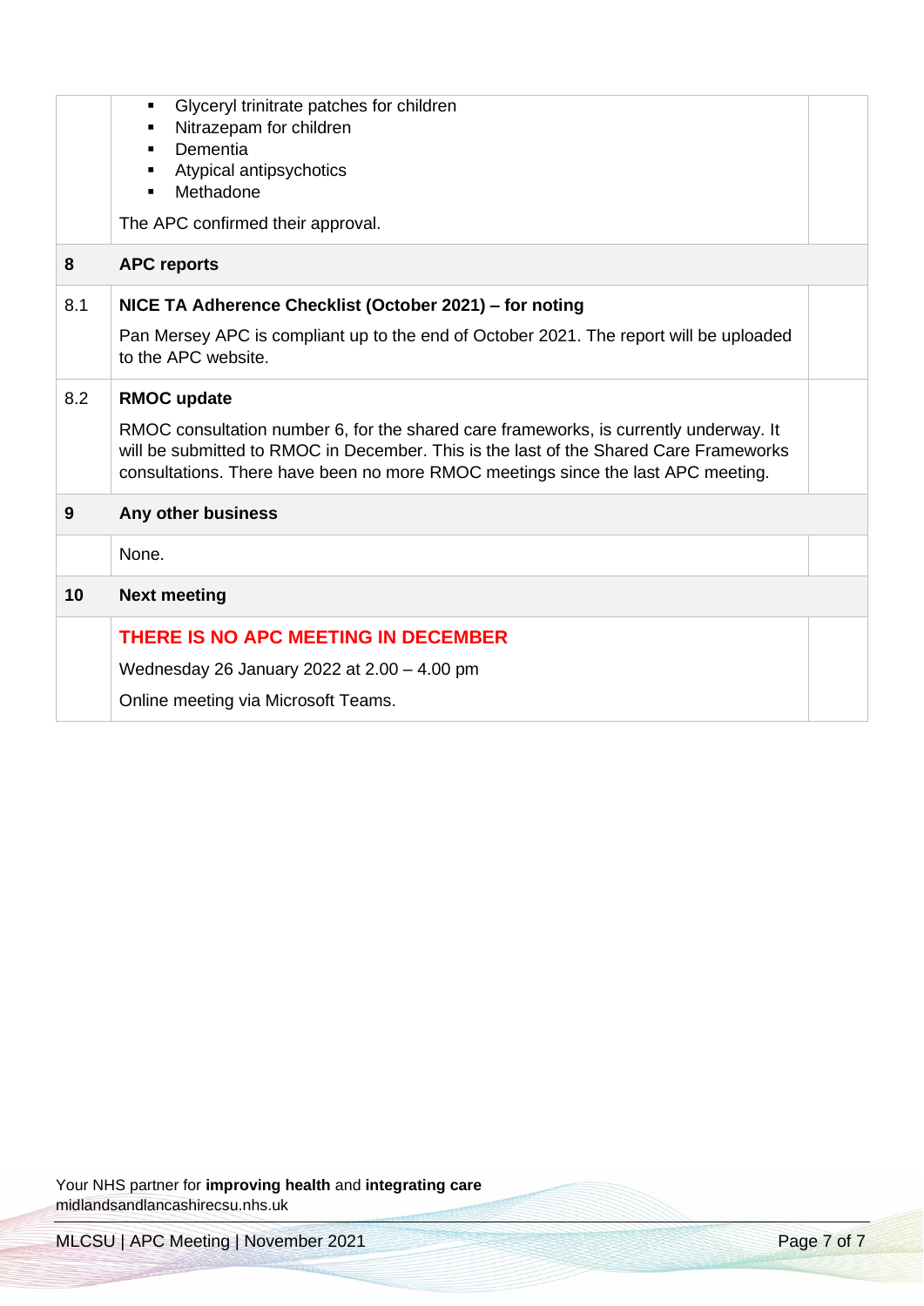| | | |
|---|---|---|
| | ▪ Glyceryl trinitrate patches for children<br>▪ Nitrazepam for children<br>▪ Dementia<br>▪ Atypical antipsychotics<br>▪ Methadone<br><br>The APC confirmed their approval. | |
| **8** | **APC reports** | |
| 8.1 | **NICE TA Adherence Checklist (October 2021) – for noting**<br><br>Pan Mersey APC is compliant up to the end of October 2021. The report will be uploaded to the APC website. | |
| 8.2 | **RMOC update**<br><br>RMOC consultation number 6, for the shared care frameworks, is currently underway. It will be submitted to RMOC in December. This is the last of the Shared Care Frameworks consultations. There have been no more RMOC meetings since the last APC meeting. | |
| **9** | **Any other business** | |
| | None. | |
| **10** | **Next meeting** | |
| | **THERE IS NO APC MEETING IN DECEMBER**<br><br>Wednesday 26 January 2022 at 2.00 – 4.00 pm<br><br>Online meeting via Microsoft Teams. | |

Your NHS partner for **improving health** and **integrating care**
midlandsandlancashirecsu.nhs.uk